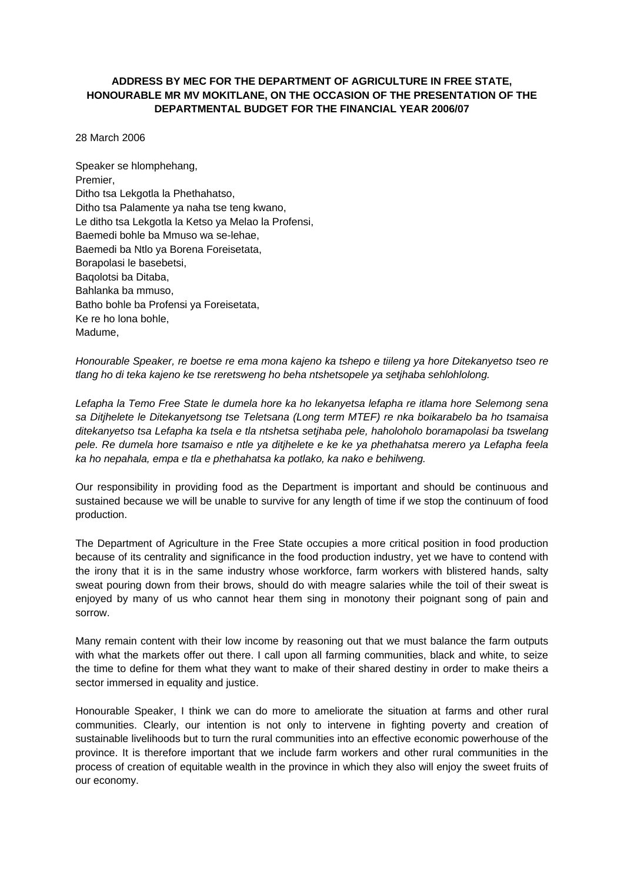**ADDRESS BY MEC FOR THE DEPARTMENT OF AGRICULTURE IN FREE STATE, HONOURABLE MR MV MOKITLANE, ON THE OCCASION OF THE PRESENTATION OF THE DEPARTMENTAL BUDGET FOR THE FINANCIAL YEAR 2006/07**

28 March 2006

Speaker se hlomphehang,
Premier,
Ditho tsa Lekgotla la Phethahatso,
Ditho tsa Palamente ya naha tse teng kwano,
Le ditho tsa Lekgotla la Ketso ya Melao la Profensi,
Baemedi bohle ba Mmuso wa se-lehae,
Baemedi ba Ntlo ya Borena Foreisetata,
Borapolasi le basebetsi,
Baqolotsi ba Ditaba,
Bahlanka ba mmuso,
Batho bohle ba Profensi ya Foreisetata,
Ke re ho lona bohle,
Madume,

*Honourable Speaker, re boetse re ema mona kajeno ka tshepo e tiileng ya hore Ditekanyetso tseo re tlang ho di teka kajeno ke tse reretsweng ho beha ntshetsopele ya setjhaba sehlohlolong.*

*Lefapha la Temo Free State le dumela hore ka ho lekanyetsa lefapha re itlama hore Selemong sena sa Ditjhelete le Ditekanyetsong tse Teletsana (Long term MTEF) re nka boikarabelo ba ho tsamaisa ditekanyetso tsa Lefapha ka tsela e tla ntshetsa setjhaba pele, haholoholo boramapolasi ba tswelang pele. Re dumela hore tsamaiso e ntle ya ditjhelete e ke ke ya phethahatsa merero ya Lefapha feela ka ho nepahala, empa e tla e phethahatsa ka potlako, ka nako e behilweng.*

Our responsibility in providing food as the Department is important and should be continuous and sustained because we will be unable to survive for any length of time if we stop the continuum of food production.

The Department of Agriculture in the Free State occupies a more critical position in food production because of its centrality and significance in the food production industry, yet we have to contend with the irony that it is in the same industry whose workforce, farm workers with blistered hands, salty sweat pouring down from their brows, should do with meagre salaries while the toil of their sweat is enjoyed by many of us who cannot hear them sing in monotony their poignant song of pain and sorrow.

Many remain content with their low income by reasoning out that we must balance the farm outputs with what the markets offer out there. I call upon all farming communities, black and white, to seize the time to define for them what they want to make of their shared destiny in order to make theirs a sector immersed in equality and justice.

Honourable Speaker, I think we can do more to ameliorate the situation at farms and other rural communities. Clearly, our intention is not only to intervene in fighting poverty and creation of sustainable livelihoods but to turn the rural communities into an effective economic powerhouse of the province. It is therefore important that we include farm workers and other rural communities in the process of creation of equitable wealth in the province in which they also will enjoy the sweet fruits of our economy.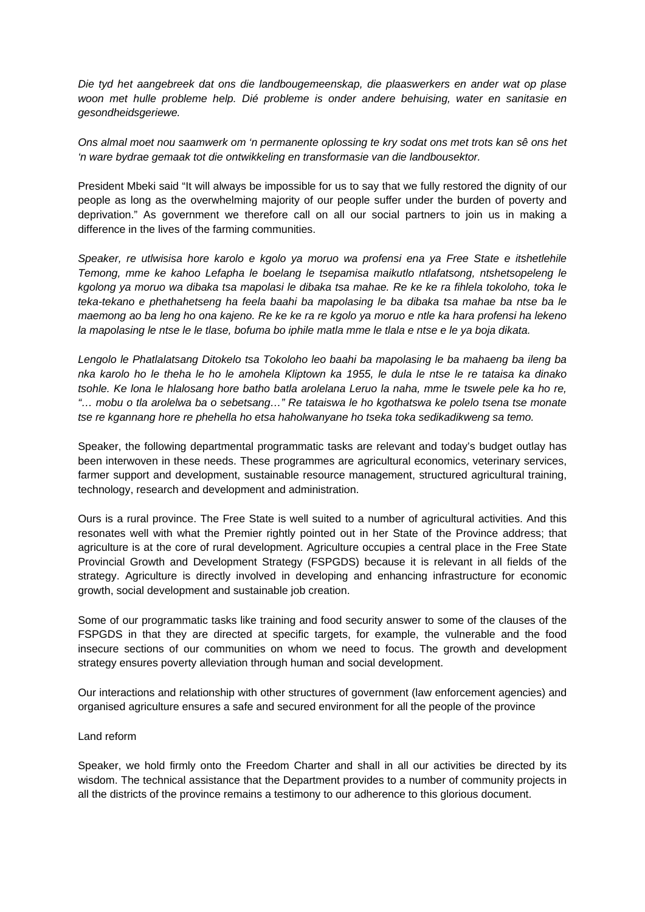*Die tyd het aangebreek dat ons die landbougemeenskap, die plaaswerkers en ander wat op plase woon met hulle probleme help. Dié probleme is onder andere behuising, water en sanitasie en gesondheidsgeriewe.*

*Ons almal moet nou saamwerk om 'n permanente oplossing te kry sodat ons met trots kan sê ons het 'n ware bydrae gemaak tot die ontwikkeling en transformasie van die landbousektor.*

President Mbeki said "It will always be impossible for us to say that we fully restored the dignity of our people as long as the overwhelming majority of our people suffer under the burden of poverty and deprivation." As government we therefore call on all our social partners to join us in making a difference in the lives of the farming communities.

*Speaker, re utlwisisa hore karolo e kgolo ya moruo wa profensi ena ya Free State e itshetlehile Temong, mme ke kahoo Lefapha le boelang le tsepamisa maikutlo ntlafatsong, ntshetsopeleng le kgolong ya moruo wa dibaka tsa mapolasi le dibaka tsa mahae. Re ke ke ra fihlela tokoloho, toka le teka-tekano e phethahetseng ha feela baahi ba mapolasing le ba dibaka tsa mahae ba ntse ba le maemong ao ba leng ho ona kajeno. Re ke ke ra re kgolo ya moruo e ntle ka hara profensi ha lekeno la mapolasing le ntse le le tlase, bofuma bo iphile matla mme le tlala e ntse e le ya boja dikata.*

*Lengolo le Phatlalatsang Ditokelo tsa Tokoloho leo baahi ba mapolasing le ba mahaeng ba ileng ba nka karolo ho le theha le ho le amohela Kliptown ka 1955, le dula le ntse le re tataisa ka dinako tsohle. Ke lona le hlalosang hore batho batla arolelana Leruo la naha, mme le tswele pele ka ho re, "… mobu o tla arolelwa ba o sebetsang…" Re tataiswa le ho kgothatswa ke polelo tsena tse monate tse re kgannang hore re phehella ho etsa haholwanyane ho tseka toka sedikadikweng sa temo.*

Speaker, the following departmental programmatic tasks are relevant and today's budget outlay has been interwoven in these needs. These programmes are agricultural economics, veterinary services, farmer support and development, sustainable resource management, structured agricultural training, technology, research and development and administration.

Ours is a rural province. The Free State is well suited to a number of agricultural activities. And this resonates well with what the Premier rightly pointed out in her State of the Province address; that agriculture is at the core of rural development. Agriculture occupies a central place in the Free State Provincial Growth and Development Strategy (FSPGDS) because it is relevant in all fields of the strategy. Agriculture is directly involved in developing and enhancing infrastructure for economic growth, social development and sustainable job creation.

Some of our programmatic tasks like training and food security answer to some of the clauses of the FSPGDS in that they are directed at specific targets, for example, the vulnerable and the food insecure sections of our communities on whom we need to focus. The growth and development strategy ensures poverty alleviation through human and social development.

Our interactions and relationship with other structures of government (law enforcement agencies) and organised agriculture ensures a safe and secured environment for all the people of the province

## Land reform

Speaker, we hold firmly onto the Freedom Charter and shall in all our activities be directed by its wisdom. The technical assistance that the Department provides to a number of community projects in all the districts of the province remains a testimony to our adherence to this glorious document.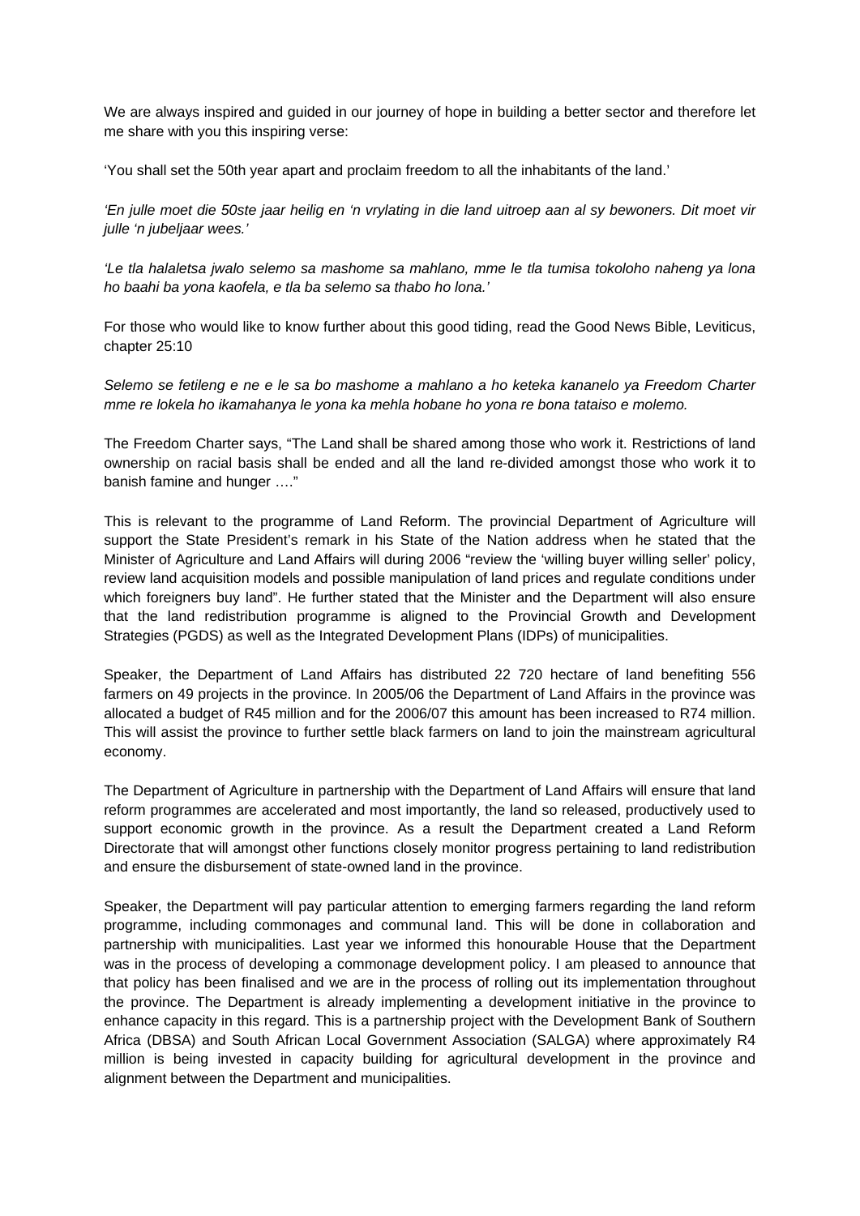We are always inspired and guided in our journey of hope in building a better sector and therefore let me share with you this inspiring verse:

'You shall set the 50th year apart and proclaim freedom to all the inhabitants of the land.'

*'En julle moet die 50ste jaar heilig en 'n vrylating in die land uitroep aan al sy bewoners. Dit moet vir julle 'n jubeljaar wees.'*

*'Le tla halaletsa jwalo selemo sa mashome sa mahlano, mme le tla tumisa tokoloho naheng ya lona ho baahi ba yona kaofela, e tla ba selemo sa thabo ho lona.'*

For those who would like to know further about this good tiding, read the Good News Bible, Leviticus, chapter 25:10

*Selemo se fetileng e ne e le sa bo mashome a mahlano a ho keteka kananelo ya Freedom Charter mme re lokela ho ikamahanya le yona ka mehla hobane ho yona re bona tataiso e molemo.*

The Freedom Charter says, "The Land shall be shared among those who work it. Restrictions of land ownership on racial basis shall be ended and all the land re-divided amongst those who work it to banish famine and hunger …."

This is relevant to the programme of Land Reform. The provincial Department of Agriculture will support the State President's remark in his State of the Nation address when he stated that the Minister of Agriculture and Land Affairs will during 2006 "review the 'willing buyer willing seller' policy, review land acquisition models and possible manipulation of land prices and regulate conditions under which foreigners buy land". He further stated that the Minister and the Department will also ensure that the land redistribution programme is aligned to the Provincial Growth and Development Strategies (PGDS) as well as the Integrated Development Plans (IDPs) of municipalities.

Speaker, the Department of Land Affairs has distributed 22 720 hectare of land benefiting 556 farmers on 49 projects in the province. In 2005/06 the Department of Land Affairs in the province was allocated a budget of R45 million and for the 2006/07 this amount has been increased to R74 million. This will assist the province to further settle black farmers on land to join the mainstream agricultural economy.

The Department of Agriculture in partnership with the Department of Land Affairs will ensure that land reform programmes are accelerated and most importantly, the land so released, productively used to support economic growth in the province. As a result the Department created a Land Reform Directorate that will amongst other functions closely monitor progress pertaining to land redistribution and ensure the disbursement of state-owned land in the province.

Speaker, the Department will pay particular attention to emerging farmers regarding the land reform programme, including commonages and communal land. This will be done in collaboration and partnership with municipalities. Last year we informed this honourable House that the Department was in the process of developing a commonage development policy. I am pleased to announce that that policy has been finalised and we are in the process of rolling out its implementation throughout the province. The Department is already implementing a development initiative in the province to enhance capacity in this regard. This is a partnership project with the Development Bank of Southern Africa (DBSA) and South African Local Government Association (SALGA) where approximately R4 million is being invested in capacity building for agricultural development in the province and alignment between the Department and municipalities.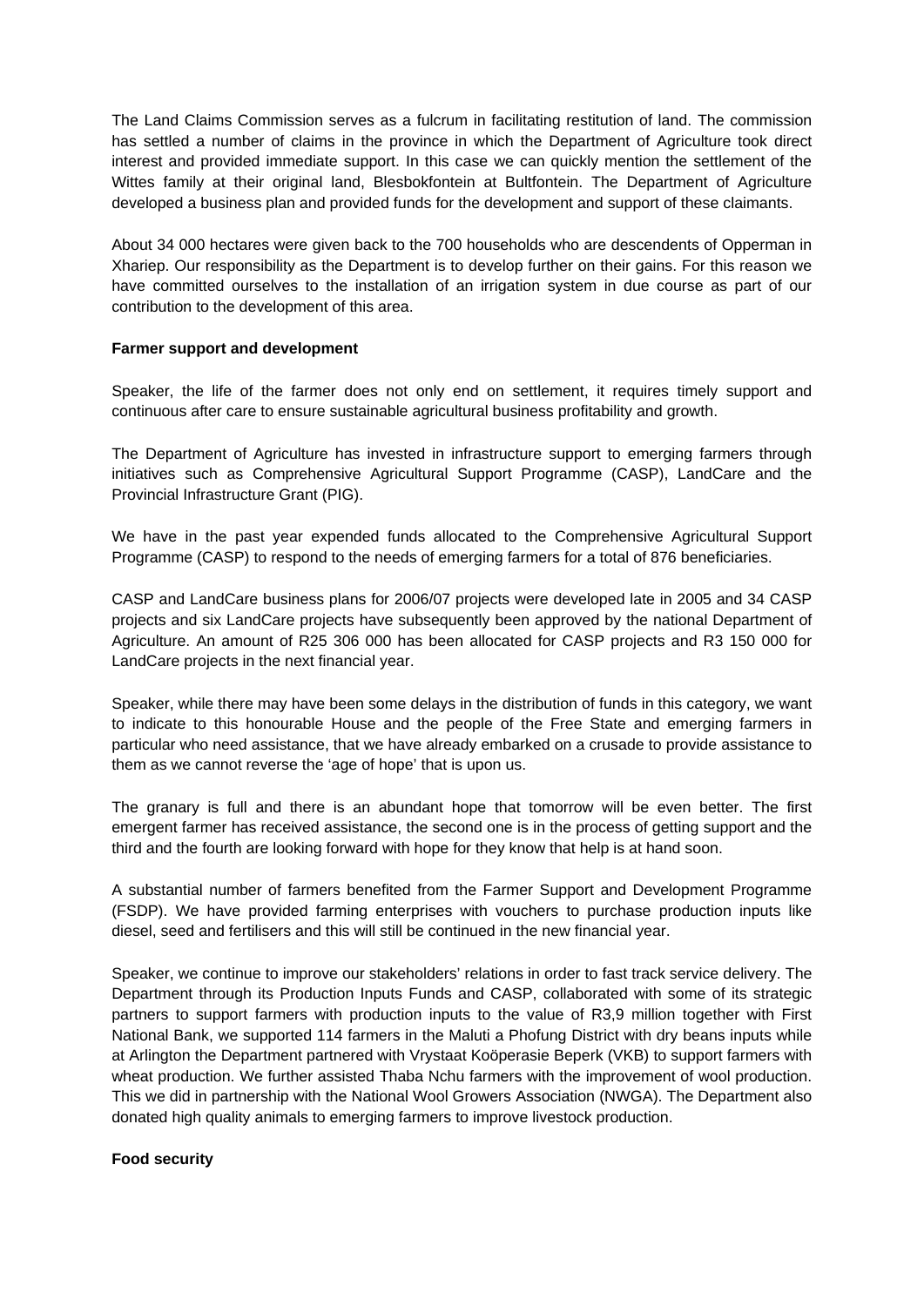The Land Claims Commission serves as a fulcrum in facilitating restitution of land. The commission has settled a number of claims in the province in which the Department of Agriculture took direct interest and provided immediate support. In this case we can quickly mention the settlement of the Wittes family at their original land, Blesbokfontein at Bultfontein. The Department of Agriculture developed a business plan and provided funds for the development and support of these claimants.

About 34 000 hectares were given back to the 700 households who are descendents of Opperman in Xhariep. Our responsibility as the Department is to develop further on their gains. For this reason we have committed ourselves to the installation of an irrigation system in due course as part of our contribution to the development of this area.

**Farmer support and development**

Speaker, the life of the farmer does not only end on settlement, it requires timely support and continuous after care to ensure sustainable agricultural business profitability and growth.

The Department of Agriculture has invested in infrastructure support to emerging farmers through initiatives such as Comprehensive Agricultural Support Programme (CASP), LandCare and the Provincial Infrastructure Grant (PIG).

We have in the past year expended funds allocated to the Comprehensive Agricultural Support Programme (CASP) to respond to the needs of emerging farmers for a total of 876 beneficiaries.

CASP and LandCare business plans for 2006/07 projects were developed late in 2005 and 34 CASP projects and six LandCare projects have subsequently been approved by the national Department of Agriculture. An amount of R25 306 000 has been allocated for CASP projects and R3 150 000 for LandCare projects in the next financial year.

Speaker, while there may have been some delays in the distribution of funds in this category, we want to indicate to this honourable House and the people of the Free State and emerging farmers in particular who need assistance, that we have already embarked on a crusade to provide assistance to them as we cannot reverse the 'age of hope' that is upon us.

The granary is full and there is an abundant hope that tomorrow will be even better. The first emergent farmer has received assistance, the second one is in the process of getting support and the third and the fourth are looking forward with hope for they know that help is at hand soon.

A substantial number of farmers benefited from the Farmer Support and Development Programme (FSDP). We have provided farming enterprises with vouchers to purchase production inputs like diesel, seed and fertilisers and this will still be continued in the new financial year.

Speaker, we continue to improve our stakeholders' relations in order to fast track service delivery. The Department through its Production Inputs Funds and CASP, collaborated with some of its strategic partners to support farmers with production inputs to the value of R3,9 million together with First National Bank, we supported 114 farmers in the Maluti a Phofung District with dry beans inputs while at Arlington the Department partnered with Vrystaat Koöperasie Beperk (VKB) to support farmers with wheat production. We further assisted Thaba Nchu farmers with the improvement of wool production. This we did in partnership with the National Wool Growers Association (NWGA). The Department also donated high quality animals to emerging farmers to improve livestock production.

**Food security**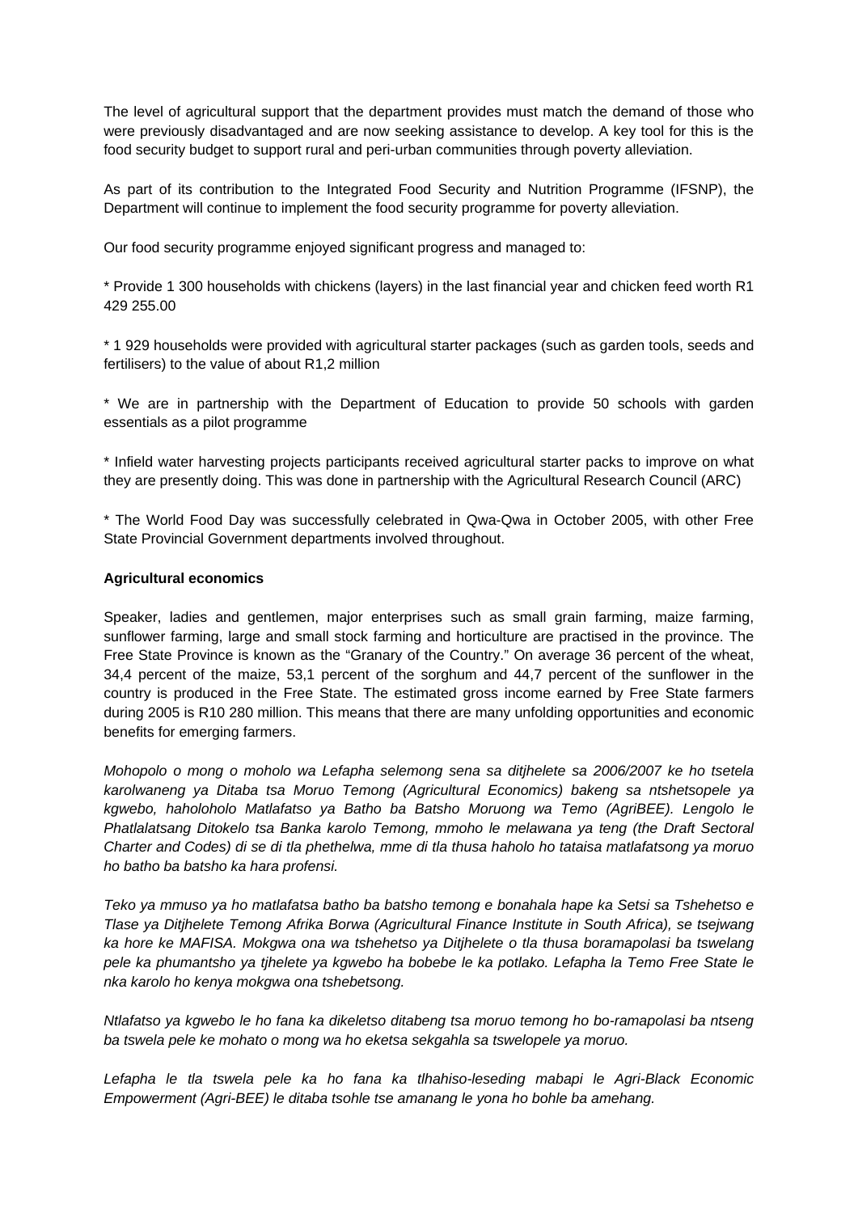The level of agricultural support that the department provides must match the demand of those who were previously disadvantaged and are now seeking assistance to develop. A key tool for this is the food security budget to support rural and peri-urban communities through poverty alleviation.

As part of its contribution to the Integrated Food Security and Nutrition Programme (IFSNP), the Department will continue to implement the food security programme for poverty alleviation.

Our food security programme enjoyed significant progress and managed to:

* Provide 1 300 households with chickens (layers) in the last financial year and chicken feed worth R1 429 255.00

* 1 929 households were provided with agricultural starter packages (such as garden tools, seeds and fertilisers) to the value of about R1,2 million

* We are in partnership with the Department of Education to provide 50 schools with garden essentials as a pilot programme

* Infield water harvesting projects participants received agricultural starter packs to improve on what they are presently doing. This was done in partnership with the Agricultural Research Council (ARC)

* The World Food Day was successfully celebrated in Qwa-Qwa in October 2005, with other Free State Provincial Government departments involved throughout.

**Agricultural economics**

Speaker, ladies and gentlemen, major enterprises such as small grain farming, maize farming, sunflower farming, large and small stock farming and horticulture are practised in the province. The Free State Province is known as the "Granary of the Country." On average 36 percent of the wheat, 34,4 percent of the maize, 53,1 percent of the sorghum and 44,7 percent of the sunflower in the country is produced in the Free State. The estimated gross income earned by Free State farmers during 2005 is R10 280 million. This means that there are many unfolding opportunities and economic benefits for emerging farmers.

*Mohopolo o mong o moholo wa Lefapha selemong sena sa ditjhelete sa 2006/2007 ke ho tsetela karolwaneng ya Ditaba tsa Moruo Temong (Agricultural Economics) bakeng sa ntshetsopele ya kgwebo, haholoholo Matlafatso ya Batho ba Batsho Moruong wa Temo (AgriBEE). Lengolo le Phatlalatsang Ditokelo tsa Banka karolo Temong, mmoho le melawana ya teng (the Draft Sectoral Charter and Codes) di se di tla phethelwa, mme di tla thusa haholo ho tataisa matlafatsong ya moruo ho batho ba batsho ka hara profensi.*

*Teko ya mmuso ya ho matlafatsa batho ba batsho temong e bonahala hape ka Setsi sa Tshehetso e Tlase ya Ditjhelete Temong Afrika Borwa (Agricultural Finance Institute in South Africa), se tsejwang ka hore ke MAFISA. Mokgwa ona wa tshehetso ya Ditjhelete o tla thusa boramapolasi ba tswelang pele ka phumantsho ya tjhelete ya kgwebo ha bobebe le ka potlako. Lefapha la Temo Free State le nka karolo ho kenya mokgwa ona tshebetsong.*

*Ntlafatso ya kgwebo le ho fana ka dikeletso ditabeng tsa moruo temong ho bo-ramapolasi ba ntseng ba tswela pele ke mohato o mong wa ho eketsa sekgahla sa tswelopele ya moruo.*

*Lefapha le tla tswela pele ka ho fana ka tlhahiso-leseding mabapi le Agri-Black Economic Empowerment (Agri-BEE) le ditaba tsohle tse amanang le yona ho bohle ba amehang.*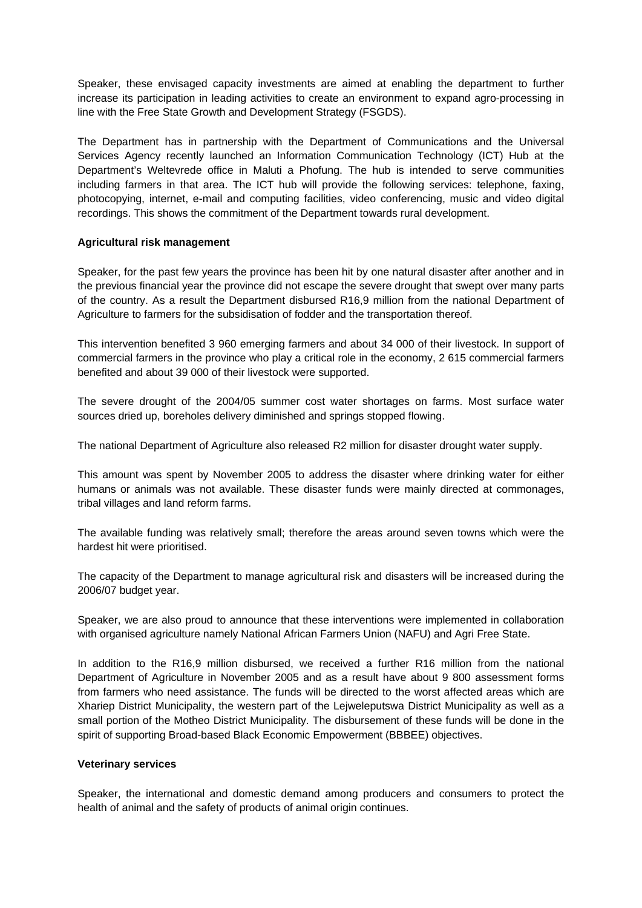Speaker, these envisaged capacity investments are aimed at enabling the department to further increase its participation in leading activities to create an environment to expand agro-processing in line with the Free State Growth and Development Strategy (FSGDS).

The Department has in partnership with the Department of Communications and the Universal Services Agency recently launched an Information Communication Technology (ICT) Hub at the Department's Weltevrede office in Maluti a Phofung. The hub is intended to serve communities including farmers in that area. The ICT hub will provide the following services: telephone, faxing, photocopying, internet, e-mail and computing facilities, video conferencing, music and video digital recordings. This shows the commitment of the Department towards rural development.

**Agricultural risk management**

Speaker, for the past few years the province has been hit by one natural disaster after another and in the previous financial year the province did not escape the severe drought that swept over many parts of the country. As a result the Department disbursed R16,9 million from the national Department of Agriculture to farmers for the subsidisation of fodder and the transportation thereof.

This intervention benefited 3 960 emerging farmers and about 34 000 of their livestock. In support of commercial farmers in the province who play a critical role in the economy, 2 615 commercial farmers benefited and about 39 000 of their livestock were supported.

The severe drought of the 2004/05 summer cost water shortages on farms. Most surface water sources dried up, boreholes delivery diminished and springs stopped flowing.

The national Department of Agriculture also released R2 million for disaster drought water supply.

This amount was spent by November 2005 to address the disaster where drinking water for either humans or animals was not available. These disaster funds were mainly directed at commonages, tribal villages and land reform farms.

The available funding was relatively small; therefore the areas around seven towns which were the hardest hit were prioritised.

The capacity of the Department to manage agricultural risk and disasters will be increased during the 2006/07 budget year.

Speaker, we are also proud to announce that these interventions were implemented in collaboration with organised agriculture namely National African Farmers Union (NAFU) and Agri Free State.

In addition to the R16,9 million disbursed, we received a further R16 million from the national Department of Agriculture in November 2005 and as a result have about 9 800 assessment forms from farmers who need assistance. The funds will be directed to the worst affected areas which are Xhariep District Municipality, the western part of the Lejweleputswa District Municipality as well as a small portion of the Motheo District Municipality. The disbursement of these funds will be done in the spirit of supporting Broad-based Black Economic Empowerment (BBBEE) objectives.

**Veterinary services**

Speaker, the international and domestic demand among producers and consumers to protect the health of animal and the safety of products of animal origin continues.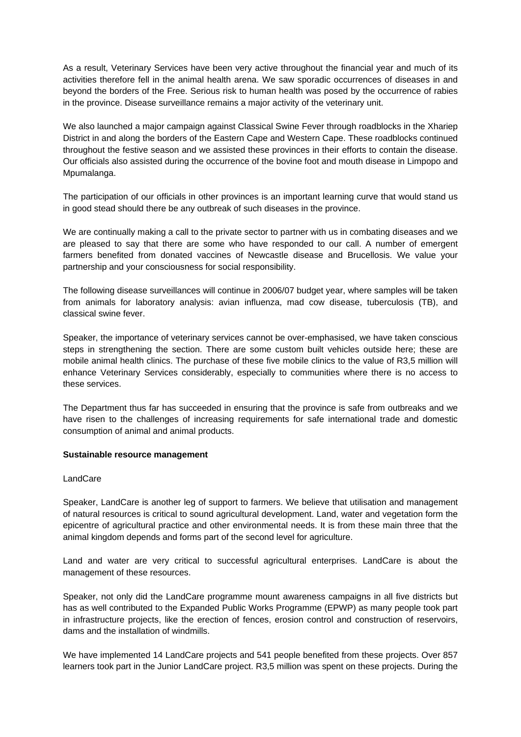As a result, Veterinary Services have been very active throughout the financial year and much of its activities therefore fell in the animal health arena. We saw sporadic occurrences of diseases in and beyond the borders of the Free. Serious risk to human health was posed by the occurrence of rabies in the province. Disease surveillance remains a major activity of the veterinary unit.

We also launched a major campaign against Classical Swine Fever through roadblocks in the Xhariep District in and along the borders of the Eastern Cape and Western Cape. These roadblocks continued throughout the festive season and we assisted these provinces in their efforts to contain the disease. Our officials also assisted during the occurrence of the bovine foot and mouth disease in Limpopo and Mpumalanga.

The participation of our officials in other provinces is an important learning curve that would stand us in good stead should there be any outbreak of such diseases in the province.

We are continually making a call to the private sector to partner with us in combating diseases and we are pleased to say that there are some who have responded to our call. A number of emergent farmers benefited from donated vaccines of Newcastle disease and Brucellosis. We value your partnership and your consciousness for social responsibility.

The following disease surveillances will continue in 2006/07 budget year, where samples will be taken from animals for laboratory analysis: avian influenza, mad cow disease, tuberculosis (TB), and classical swine fever.

Speaker, the importance of veterinary services cannot be over-emphasised, we have taken conscious steps in strengthening the section. There are some custom built vehicles outside here; these are mobile animal health clinics. The purchase of these five mobile clinics to the value of R3,5 million will enhance Veterinary Services considerably, especially to communities where there is no access to these services.

The Department thus far has succeeded in ensuring that the province is safe from outbreaks and we have risen to the challenges of increasing requirements for safe international trade and domestic consumption of animal and animal products.

**Sustainable resource management**

LandCare

Speaker, LandCare is another leg of support to farmers. We believe that utilisation and management of natural resources is critical to sound agricultural development. Land, water and vegetation form the epicentre of agricultural practice and other environmental needs. It is from these main three that the animal kingdom depends and forms part of the second level for agriculture.

Land and water are very critical to successful agricultural enterprises. LandCare is about the management of these resources.

Speaker, not only did the LandCare programme mount awareness campaigns in all five districts but has as well contributed to the Expanded Public Works Programme (EPWP) as many people took part in infrastructure projects, like the erection of fences, erosion control and construction of reservoirs, dams and the installation of windmills.

We have implemented 14 LandCare projects and 541 people benefited from these projects. Over 857 learners took part in the Junior LandCare project. R3,5 million was spent on these projects. During the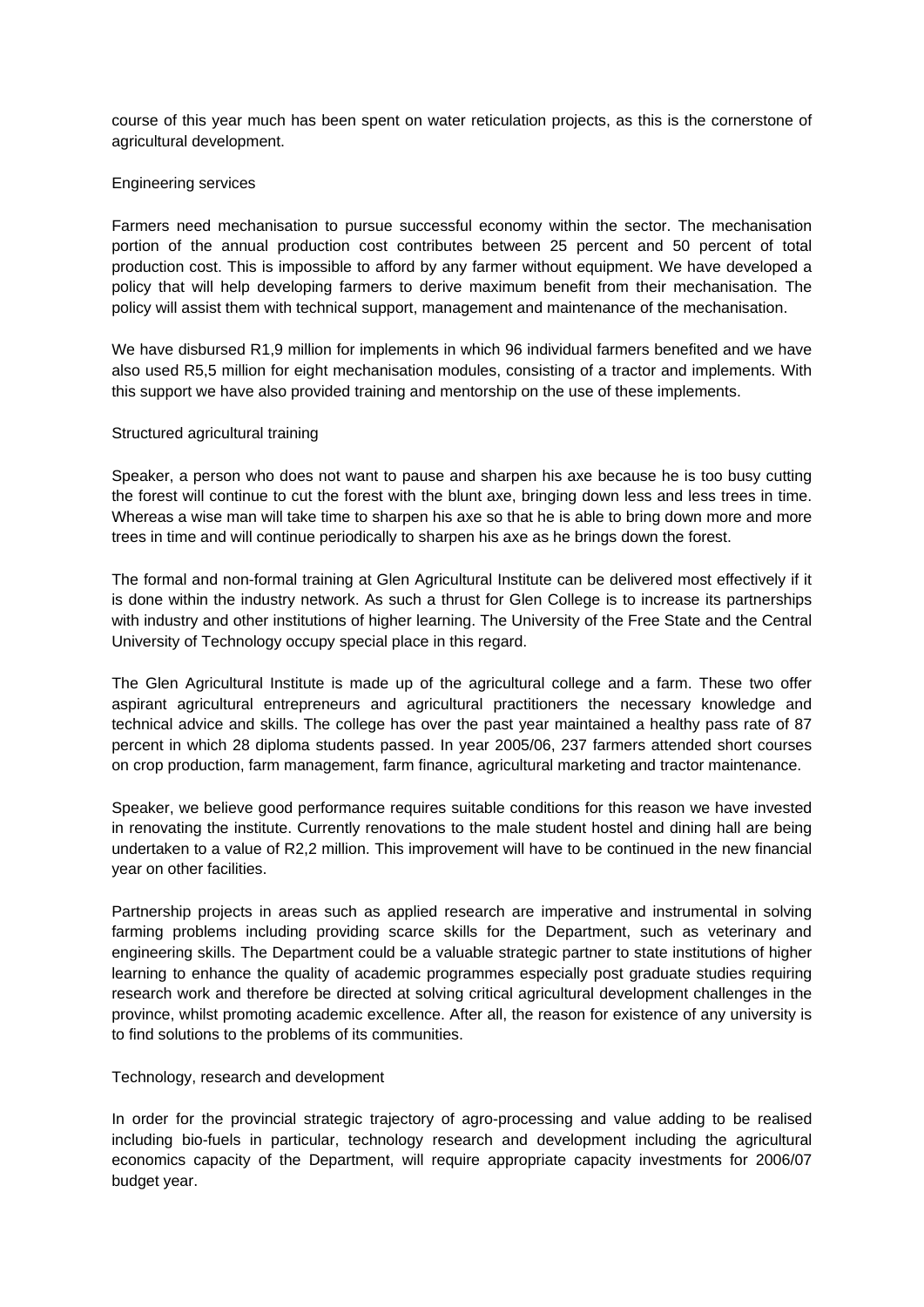course of this year much has been spent on water reticulation projects, as this is the cornerstone of agricultural development.

## Engineering services

Farmers need mechanisation to pursue successful economy within the sector. The mechanisation portion of the annual production cost contributes between 25 percent and 50 percent of total production cost. This is impossible to afford by any farmer without equipment. We have developed a policy that will help developing farmers to derive maximum benefit from their mechanisation. The policy will assist them with technical support, management and maintenance of the mechanisation.

We have disbursed R1,9 million for implements in which 96 individual farmers benefited and we have also used R5,5 million for eight mechanisation modules, consisting of a tractor and implements. With this support we have also provided training and mentorship on the use of these implements.

## Structured agricultural training

Speaker, a person who does not want to pause and sharpen his axe because he is too busy cutting the forest will continue to cut the forest with the blunt axe, bringing down less and less trees in time. Whereas a wise man will take time to sharpen his axe so that he is able to bring down more and more trees in time and will continue periodically to sharpen his axe as he brings down the forest.

The formal and non-formal training at Glen Agricultural Institute can be delivered most effectively if it is done within the industry network. As such a thrust for Glen College is to increase its partnerships with industry and other institutions of higher learning. The University of the Free State and the Central University of Technology occupy special place in this regard.

The Glen Agricultural Institute is made up of the agricultural college and a farm. These two offer aspirant agricultural entrepreneurs and agricultural practitioners the necessary knowledge and technical advice and skills. The college has over the past year maintained a healthy pass rate of 87 percent in which 28 diploma students passed. In year 2005/06, 237 farmers attended short courses on crop production, farm management, farm finance, agricultural marketing and tractor maintenance.

Speaker, we believe good performance requires suitable conditions for this reason we have invested in renovating the institute. Currently renovations to the male student hostel and dining hall are being undertaken to a value of R2,2 million. This improvement will have to be continued in the new financial year on other facilities.

Partnership projects in areas such as applied research are imperative and instrumental in solving farming problems including providing scarce skills for the Department, such as veterinary and engineering skills. The Department could be a valuable strategic partner to state institutions of higher learning to enhance the quality of academic programmes especially post graduate studies requiring research work and therefore be directed at solving critical agricultural development challenges in the province, whilst promoting academic excellence. After all, the reason for existence of any university is to find solutions to the problems of its communities.

## Technology, research and development

In order for the provincial strategic trajectory of agro-processing and value adding to be realised including bio-fuels in particular, technology research and development including the agricultural economics capacity of the Department, will require appropriate capacity investments for 2006/07 budget year.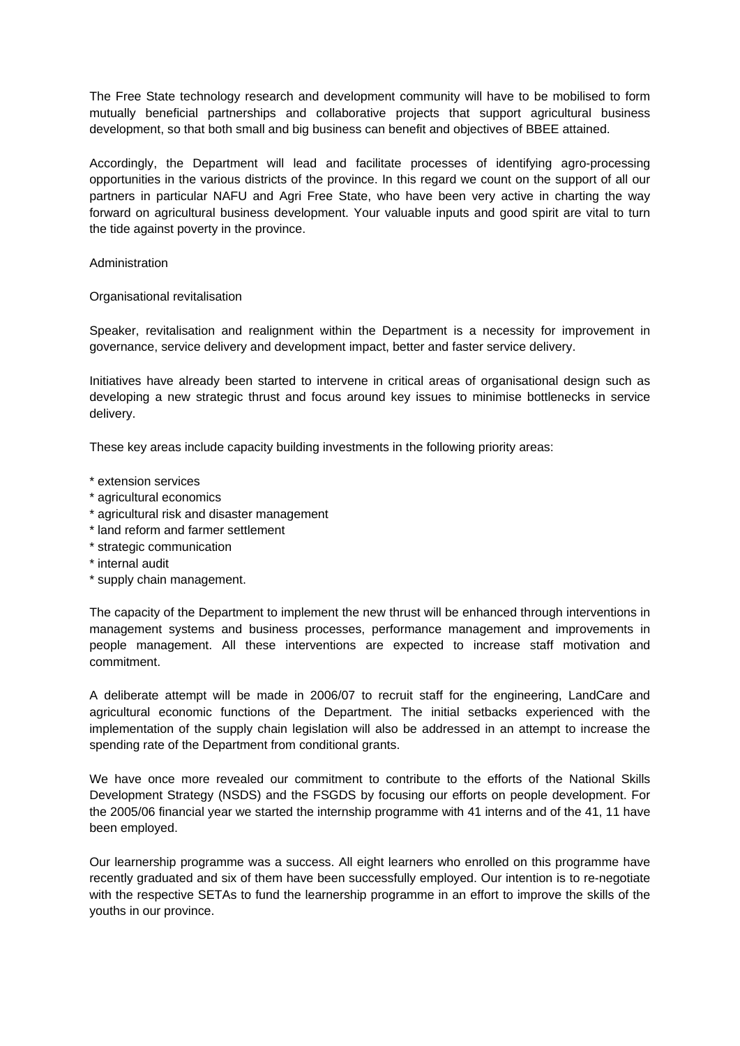The Free State technology research and development community will have to be mobilised to form mutually beneficial partnerships and collaborative projects that support agricultural business development, so that both small and big business can benefit and objectives of BBEE attained.

Accordingly, the Department will lead and facilitate processes of identifying agro-processing opportunities in the various districts of the province. In this regard we count on the support of all our partners in particular NAFU and Agri Free State, who have been very active in charting the way forward on agricultural business development. Your valuable inputs and good spirit are vital to turn the tide against poverty in the province.

Administration

Organisational revitalisation

Speaker, revitalisation and realignment within the Department is a necessity for improvement in governance, service delivery and development impact, better and faster service delivery.

Initiatives have already been started to intervene in critical areas of organisational design such as developing a new strategic thrust and focus around key issues to minimise bottlenecks in service delivery.

These key areas include capacity building investments in the following priority areas:

* extension services
* agricultural economics
* agricultural risk and disaster management
* land reform and farmer settlement
* strategic communication
* internal audit
* supply chain management.

The capacity of the Department to implement the new thrust will be enhanced through interventions in management systems and business processes, performance management and improvements in people management. All these interventions are expected to increase staff motivation and commitment.

A deliberate attempt will be made in 2006/07 to recruit staff for the engineering, LandCare and agricultural economic functions of the Department. The initial setbacks experienced with the implementation of the supply chain legislation will also be addressed in an attempt to increase the spending rate of the Department from conditional grants.

We have once more revealed our commitment to contribute to the efforts of the National Skills Development Strategy (NSDS) and the FSGDS by focusing our efforts on people development. For the 2005/06 financial year we started the internship programme with 41 interns and of the 41, 11 have been employed.

Our learnership programme was a success. All eight learners who enrolled on this programme have recently graduated and six of them have been successfully employed. Our intention is to re-negotiate with the respective SETAs to fund the learnership programme in an effort to improve the skills of the youths in our province.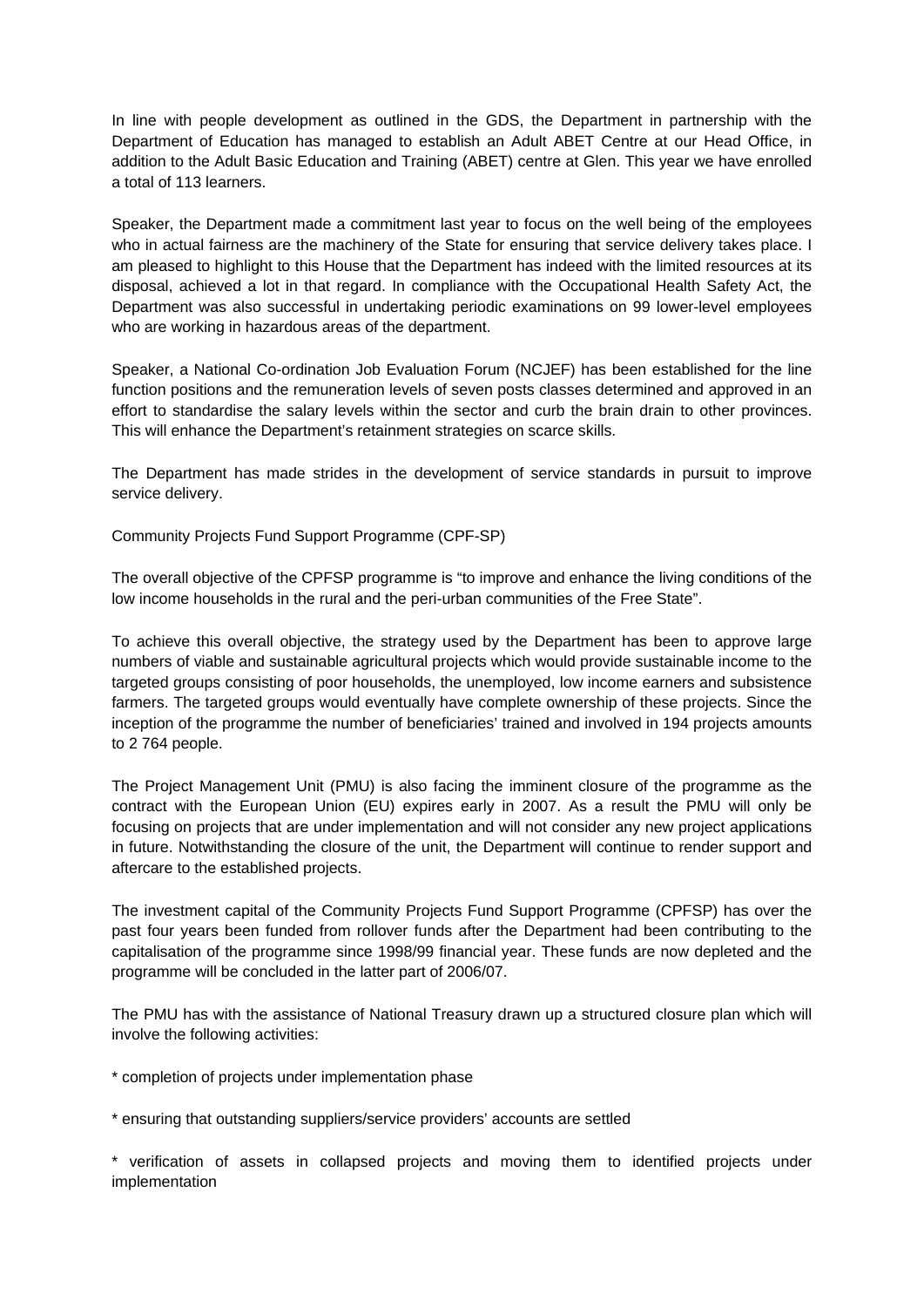In line with people development as outlined in the GDS, the Department in partnership with the Department of Education has managed to establish an Adult ABET Centre at our Head Office, in addition to the Adult Basic Education and Training (ABET) centre at Glen. This year we have enrolled a total of 113 learners.

Speaker, the Department made a commitment last year to focus on the well being of the employees who in actual fairness are the machinery of the State for ensuring that service delivery takes place. I am pleased to highlight to this House that the Department has indeed with the limited resources at its disposal, achieved a lot in that regard. In compliance with the Occupational Health Safety Act, the Department was also successful in undertaking periodic examinations on 99 lower-level employees who are working in hazardous areas of the department.

Speaker, a National Co-ordination Job Evaluation Forum (NCJEF) has been established for the line function positions and the remuneration levels of seven posts classes determined and approved in an effort to standardise the salary levels within the sector and curb the brain drain to other provinces. This will enhance the Department's retainment strategies on scarce skills.

The Department has made strides in the development of service standards in pursuit to improve service delivery.

Community Projects Fund Support Programme (CPF-SP)

The overall objective of the CPFSP programme is "to improve and enhance the living conditions of the low income households in the rural and the peri-urban communities of the Free State".

To achieve this overall objective, the strategy used by the Department has been to approve large numbers of viable and sustainable agricultural projects which would provide sustainable income to the targeted groups consisting of poor households, the unemployed, low income earners and subsistence farmers. The targeted groups would eventually have complete ownership of these projects. Since the inception of the programme the number of beneficiaries' trained and involved in 194 projects amounts to 2 764 people.

The Project Management Unit (PMU) is also facing the imminent closure of the programme as the contract with the European Union (EU) expires early in 2007. As a result the PMU will only be focusing on projects that are under implementation and will not consider any new project applications in future. Notwithstanding the closure of the unit, the Department will continue to render support and aftercare to the established projects.

The investment capital of the Community Projects Fund Support Programme (CPFSP) has over the past four years been funded from rollover funds after the Department had been contributing to the capitalisation of the programme since 1998/99 financial year. These funds are now depleted and the programme will be concluded in the latter part of 2006/07.

The PMU has with the assistance of National Treasury drawn up a structured closure plan which will involve the following activities:

* completion of projects under implementation phase

* ensuring that outstanding suppliers/service providers' accounts are settled

* verification of assets in collapsed projects and moving them to identified projects under implementation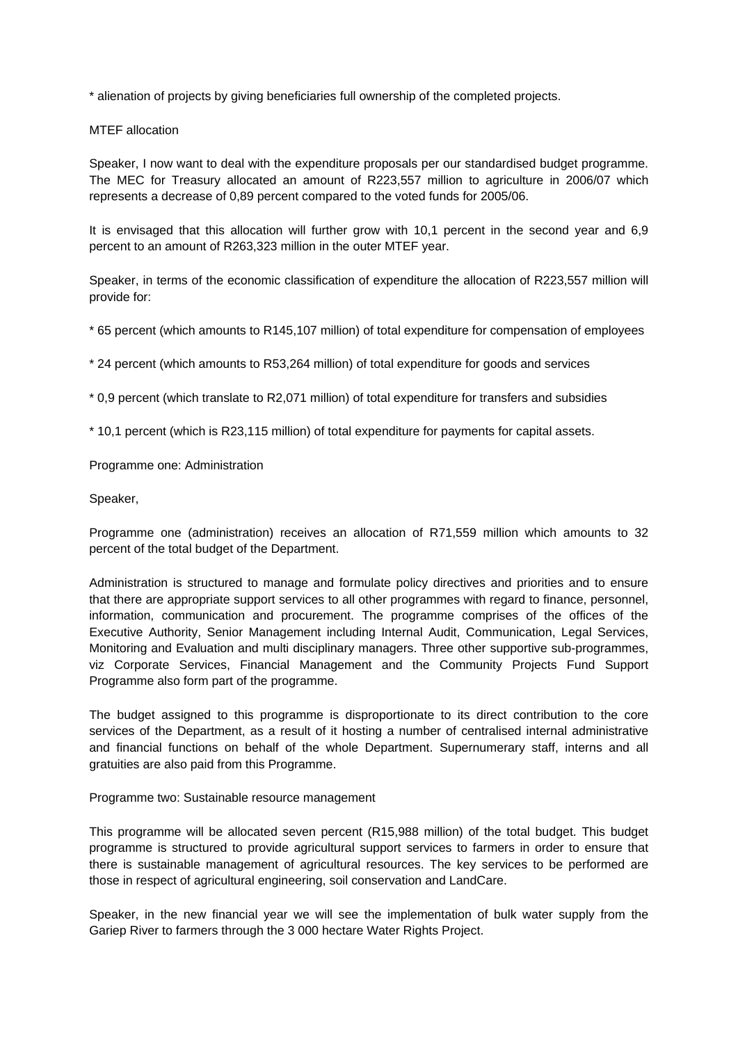* alienation of projects by giving beneficiaries full ownership of the completed projects.

MTEF allocation

Speaker, I now want to deal with the expenditure proposals per our standardised budget programme. The MEC for Treasury allocated an amount of R223,557 million to agriculture in 2006/07 which represents a decrease of 0,89 percent compared to the voted funds for 2005/06.

It is envisaged that this allocation will further grow with 10,1 percent in the second year and 6,9 percent to an amount of R263,323 million in the outer MTEF year.

Speaker, in terms of the economic classification of expenditure the allocation of R223,557 million will provide for:

* 65 percent (which amounts to R145,107 million) of total expenditure for compensation of employees

* 24 percent (which amounts to R53,264 million) of total expenditure for goods and services

* 0,9 percent (which translate to R2,071 million) of total expenditure for transfers and subsidies

* 10,1 percent (which is R23,115 million) of total expenditure for payments for capital assets.

Programme one: Administration

Speaker,

Programme one (administration) receives an allocation of R71,559 million which amounts to 32 percent of the total budget of the Department.

Administration is structured to manage and formulate policy directives and priorities and to ensure that there are appropriate support services to all other programmes with regard to finance, personnel, information, communication and procurement. The programme comprises of the offices of the Executive Authority, Senior Management including Internal Audit, Communication, Legal Services, Monitoring and Evaluation and multi disciplinary managers. Three other supportive sub-programmes, viz Corporate Services, Financial Management and the Community Projects Fund Support Programme also form part of the programme.

The budget assigned to this programme is disproportionate to its direct contribution to the core services of the Department, as a result of it hosting a number of centralised internal administrative and financial functions on behalf of the whole Department. Supernumerary staff, interns and all gratuities are also paid from this Programme.

Programme two: Sustainable resource management

This programme will be allocated seven percent (R15,988 million) of the total budget. This budget programme is structured to provide agricultural support services to farmers in order to ensure that there is sustainable management of agricultural resources. The key services to be performed are those in respect of agricultural engineering, soil conservation and LandCare.

Speaker, in the new financial year we will see the implementation of bulk water supply from the Gariep River to farmers through the 3 000 hectare Water Rights Project.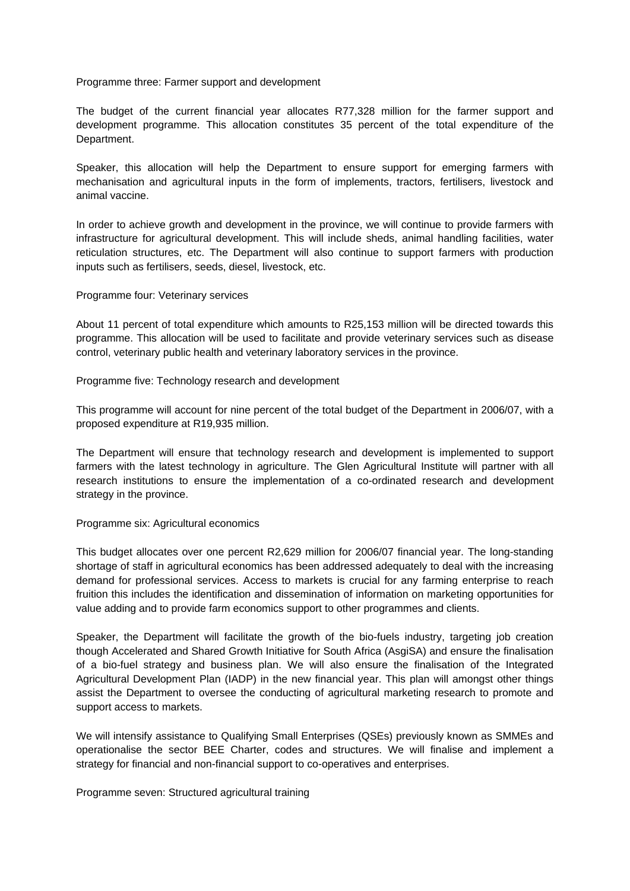Programme three: Farmer support and development

The budget of the current financial year allocates R77,328 million for the farmer support and development programme. This allocation constitutes 35 percent of the total expenditure of the Department.

Speaker, this allocation will help the Department to ensure support for emerging farmers with mechanisation and agricultural inputs in the form of implements, tractors, fertilisers, livestock and animal vaccine.

In order to achieve growth and development in the province, we will continue to provide farmers with infrastructure for agricultural development. This will include sheds, animal handling facilities, water reticulation structures, etc. The Department will also continue to support farmers with production inputs such as fertilisers, seeds, diesel, livestock, etc.

Programme four: Veterinary services

About 11 percent of total expenditure which amounts to R25,153 million will be directed towards this programme. This allocation will be used to facilitate and provide veterinary services such as disease control, veterinary public health and veterinary laboratory services in the province.

Programme five: Technology research and development

This programme will account for nine percent of the total budget of the Department in 2006/07, with a proposed expenditure at R19,935 million.

The Department will ensure that technology research and development is implemented to support farmers with the latest technology in agriculture. The Glen Agricultural Institute will partner with all research institutions to ensure the implementation of a co-ordinated research and development strategy in the province.

Programme six: Agricultural economics

This budget allocates over one percent R2,629 million for 2006/07 financial year. The long-standing shortage of staff in agricultural economics has been addressed adequately to deal with the increasing demand for professional services. Access to markets is crucial for any farming enterprise to reach fruition this includes the identification and dissemination of information on marketing opportunities for value adding and to provide farm economics support to other programmes and clients.

Speaker, the Department will facilitate the growth of the bio-fuels industry, targeting job creation though Accelerated and Shared Growth Initiative for South Africa (AsgiSA) and ensure the finalisation of a bio-fuel strategy and business plan. We will also ensure the finalisation of the Integrated Agricultural Development Plan (IADP) in the new financial year. This plan will amongst other things assist the Department to oversee the conducting of agricultural marketing research to promote and support access to markets.

We will intensify assistance to Qualifying Small Enterprises (QSEs) previously known as SMMEs and operationalise the sector BEE Charter, codes and structures. We will finalise and implement a strategy for financial and non-financial support to co-operatives and enterprises.

Programme seven: Structured agricultural training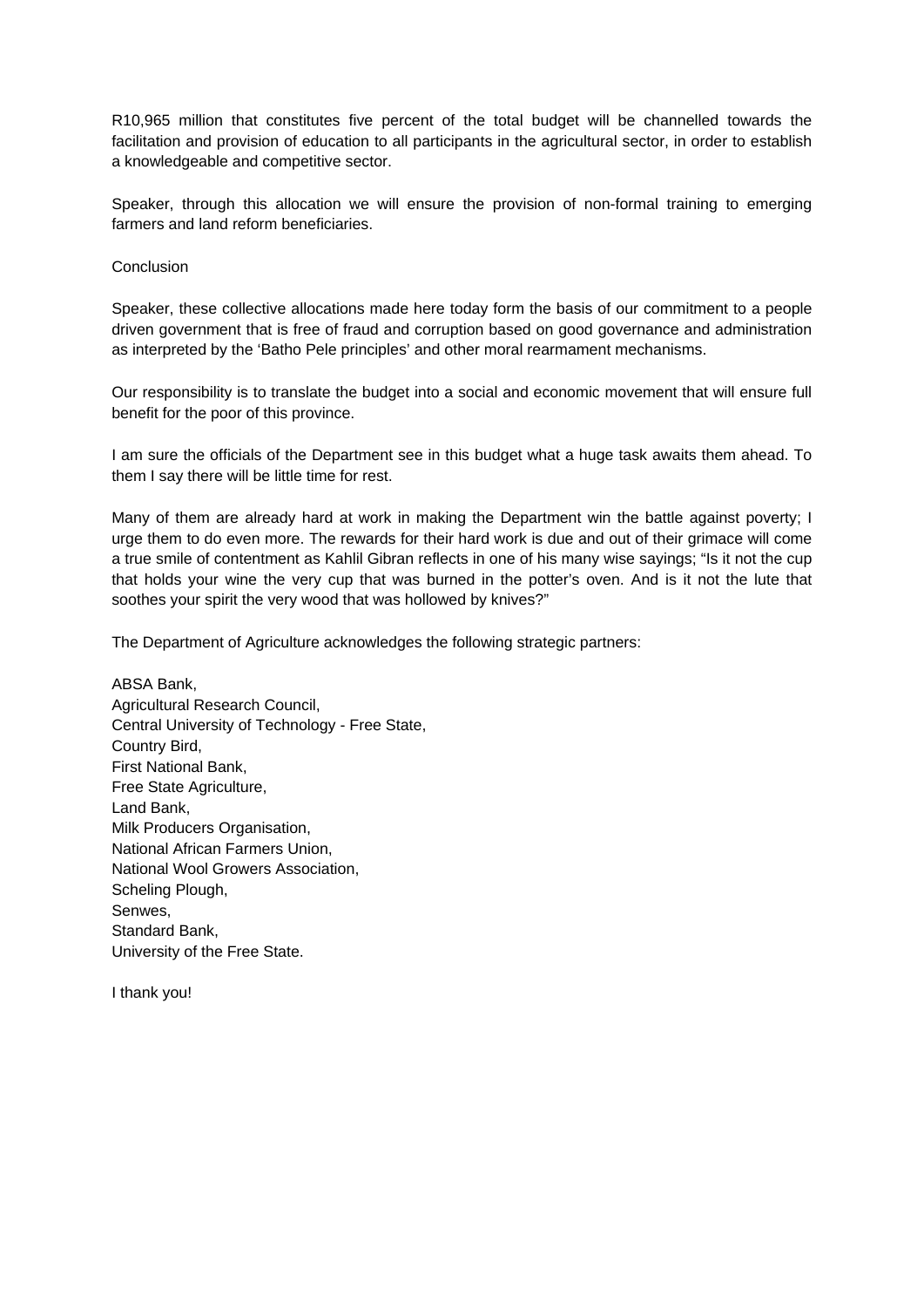R10,965 million that constitutes five percent of the total budget will be channelled towards the facilitation and provision of education to all participants in the agricultural sector, in order to establish a knowledgeable and competitive sector.

Speaker, through this allocation we will ensure the provision of non-formal training to emerging farmers and land reform beneficiaries.

## Conclusion

Speaker, these collective allocations made here today form the basis of our commitment to a people driven government that is free of fraud and corruption based on good governance and administration as interpreted by the 'Batho Pele principles' and other moral rearmament mechanisms.

Our responsibility is to translate the budget into a social and economic movement that will ensure full benefit for the poor of this province.

I am sure the officials of the Department see in this budget what a huge task awaits them ahead. To them I say there will be little time for rest.

Many of them are already hard at work in making the Department win the battle against poverty; I urge them to do even more. The rewards for their hard work is due and out of their grimace will come a true smile of contentment as Kahlil Gibran reflects in one of his many wise sayings; "Is it not the cup that holds your wine the very cup that was burned in the potter's oven. And is it not the lute that soothes your spirit the very wood that was hollowed by knives?"

The Department of Agriculture acknowledges the following strategic partners:

ABSA Bank,
Agricultural Research Council,
Central University of Technology - Free State,
Country Bird,
First National Bank,
Free State Agriculture,
Land Bank,
Milk Producers Organisation,
National African Farmers Union,
National Wool Growers Association,
Scheling Plough,
Senwes,
Standard Bank,
University of the Free State.

I thank you!